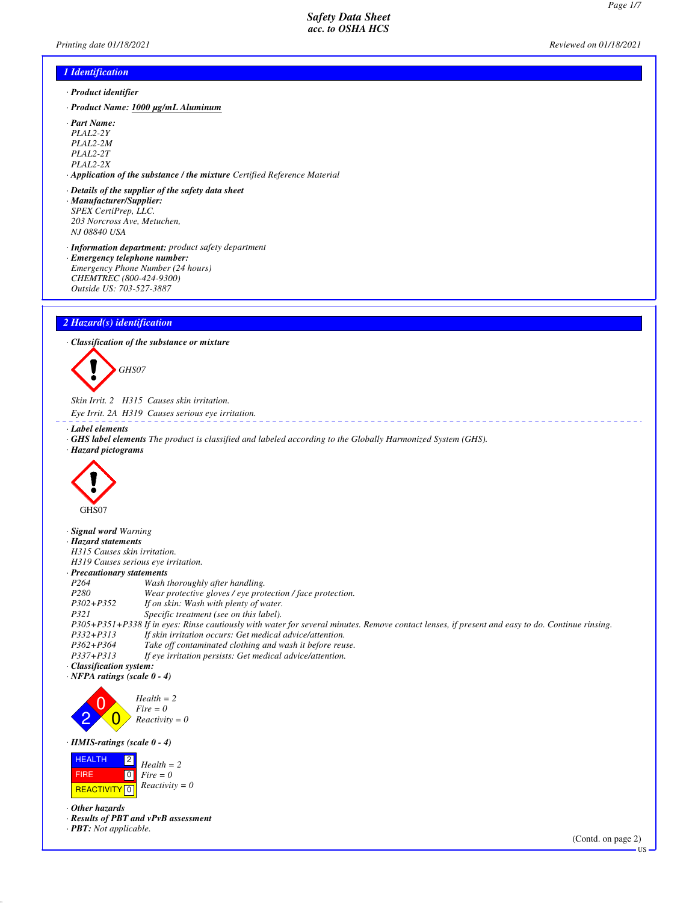Safety Data Sheet
acc. to OSHA HCS

Printing date 01/18/2021 Reviewed on 01/18/2021

## 1 Identification

· **Product identifier**

· **Product Name:** 1000 µg/mL Aluminum

· **Part Name:**
PLAL2-2Y
PLAL2-2M
PLAL2-2T
PLAL2-2X

· **Application of the substance / the mixture** Certified Reference Material

· **Details of the supplier of the safety data sheet**

· **Manufacturer/Supplier:**
SPEX CertiPrep, LLC.
203 Norcross Ave, Metuchen,
NJ 08840 USA

· **Information department:** product safety department

· **Emergency telephone number:**
Emergency Phone Number (24 hours)
CHEMTREC (800-424-9300)
Outside US: 703-527-3887

## 2 Hazard(s) identification

· **Classification of the substance or mixture**

GHS07

Skin Irrit. 2 H315 Causes skin irritation.

Eye Irrit. 2A H319 Causes serious eye irritation.

· **Label elements**

· **GHS label elements** The product is classified and labeled according to the Globally Harmonized System (GHS).

· **Hazard pictograms**

GHS07

· **Signal word** Warning

· **Hazard statements**
H315 Causes skin irritation.
H319 Causes serious eye irritation.

· **Precautionary statements**

| | |
|---|---|
| P264 | Wash thoroughly after handling. |
| P280 | Wear protective gloves / eye protection / face protection. |
| P302+P352 | If on skin: Wash with plenty of water. |
| P321 | Specific treatment (see on this label). |
| P305+P351+P338 | If in eyes: Rinse cautiously with water for several minutes. Remove contact lenses, if present and easy to do. Continue rinsing. |
| P332+P313 | If skin irritation occurs: Get medical advice/attention. |
| P362+P364 | Take off contaminated clothing and wash it before reuse. |
| P337+P313 | If eye irritation persists: Get medical advice/attention. |

· **Classification system:**

· **NFPA ratings (scale 0 - 4)**

Health = 2
Fire = 0
Reactivity = 0

· **HMIS-ratings (scale 0 - 4)**

| | |
|---|---|
| HEALTH | 2 |
| FIRE | 0 |
| REACTIVITY | 0 |

Health = 2
Fire = 0
Reactivity = 0

· **Other hazards**

· **Results of PBT and vPvB assessment**

· **PBT:** Not applicable.

(Contd. on page 2)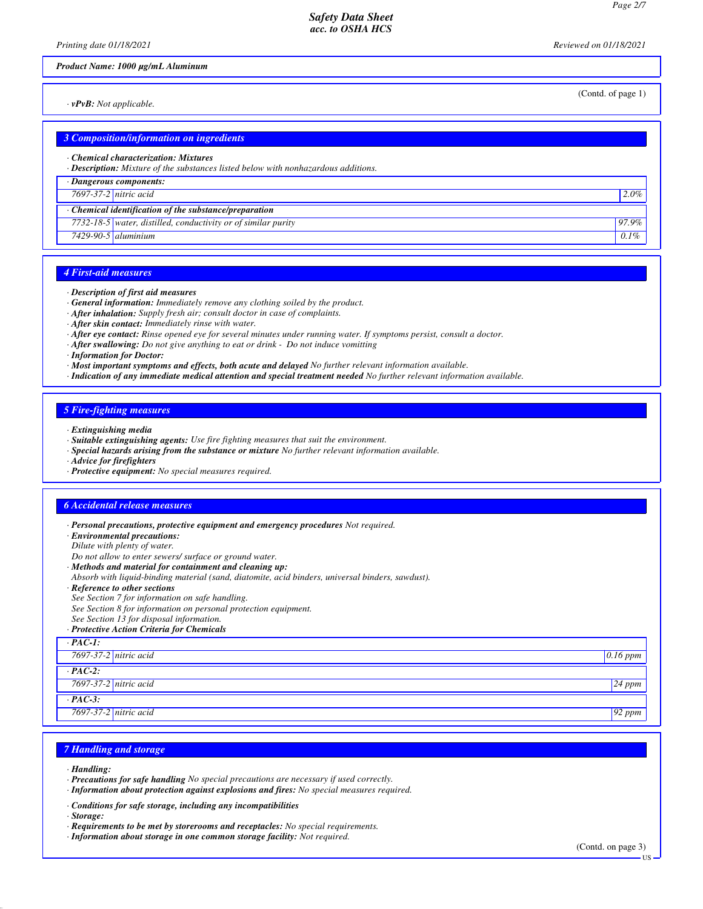**Product Name: 1000 µg/mL Aluminum**

(Contd. of page 1)

· ***vPvB:*** *Not applicable.*

## 3 Composition/information on ingredients

· ***Chemical characterization: Mixtures***
· ***Description:*** *Mixture of the substances listed below with nonhazardous additions.*

| · Dangerous components: | | |
|---|---|---|
| 7697-37-2 | nitric acid | 2.0% |
| **· Chemical identification of the substance/preparation** | | |
| 7732-18-5 | water, distilled, conductivity or of similar purity | 97.9% |
| 7429-90-5 | aluminium | 0.1% |

## 4 First-aid measures

· ***Description of first aid measures***
· ***General information:*** *Immediately remove any clothing soiled by the product.*
· ***After inhalation:*** *Supply fresh air; consult doctor in case of complaints.*
· ***After skin contact:*** *Immediately rinse with water.*
· ***After eye contact:*** *Rinse opened eye for several minutes under running water. If symptoms persist, consult a doctor.*
· ***After swallowing:*** *Do not give anything to eat or drink - Do not induce vomitting*
· ***Information for Doctor:***
· ***Most important symptoms and effects, both acute and delayed*** *No further relevant information available.*
· ***Indication of any immediate medical attention and special treatment needed*** *No further relevant information available.*

## 5 Fire-fighting measures

· ***Extinguishing media***
· ***Suitable extinguishing agents:*** *Use fire fighting measures that suit the environment.*
· ***Special hazards arising from the substance or mixture*** *No further relevant information available.*
· ***Advice for firefighters***
· ***Protective equipment:*** *No special measures required.*

## 6 Accidental release measures

· ***Personal precautions, protective equipment and emergency procedures*** *Not required.*
· ***Environmental precautions:***
*Dilute with plenty of water.*
*Do not allow to enter sewers/ surface or ground water.*
· ***Methods and material for containment and cleaning up:***
*Absorb with liquid-binding material (sand, diatomite, acid binders, universal binders, sawdust).*
· ***Reference to other sections***
*See Section 7 for information on safe handling.*
*See Section 8 for information on personal protection equipment.*
*See Section 13 for disposal information.*
· ***Protective Action Criteria for Chemicals***

| · PAC-1: | | |
|---|---|---|
| 7697-37-2 | nitric acid | 0.16 ppm |
| **· PAC-2:** | | |
| 7697-37-2 | nitric acid | 24 ppm |
| **· PAC-3:** | | |
| 7697-37-2 | nitric acid | 92 ppm |

## 7 Handling and storage

· ***Handling:***
· ***Precautions for safe handling*** *No special precautions are necessary if used correctly.*
· ***Information about protection against explosions and fires:*** *No special measures required.*

· ***Conditions for safe storage, including any incompatibilities***
· ***Storage:***
· ***Requirements to be met by storerooms and receptacles:*** *No special requirements.*
· ***Information about storage in one common storage facility:*** *Not required.*

(Contd. on page 3)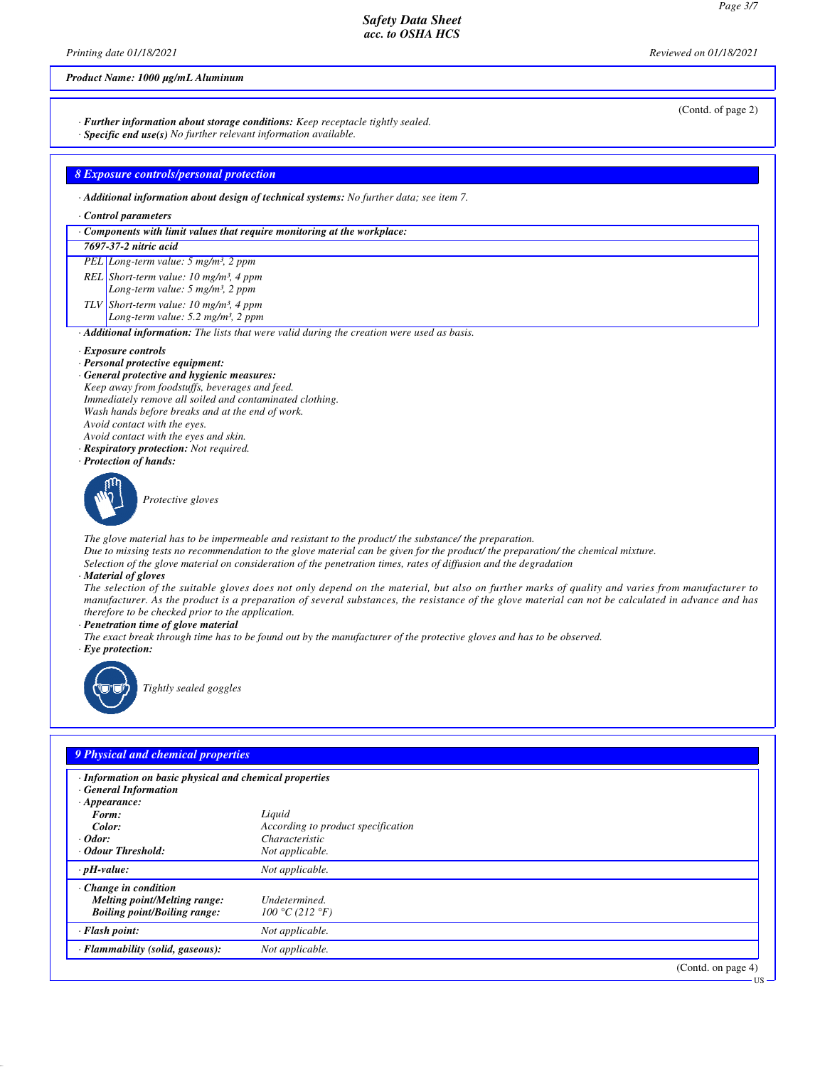**Product Name: 1000 µg/mL Aluminum**

(Contd. of page 2)

· **Further information about storage conditions:** Keep receptacle tightly sealed.
· **Specific end use(s)** No further relevant information available.

## 8 Exposure controls/personal protection

· **Additional information about design of technical systems:** No further data; see item 7.

· **Control parameters**

| · Components with limit values that require monitoring at the workplace: | |
|---|---|
| **7697-37-2 nitric acid** | |
| PEL | Long-term value: 5 mg/m³, 2 ppm |
| REL | Short-term value: 10 mg/m³, 4 ppm<br>Long-term value: 5 mg/m³, 2 ppm |
| TLV | Short-term value: 10 mg/m³, 4 ppm<br>Long-term value: 5.2 mg/m³, 2 ppm |

· **Additional information:** The lists that were valid during the creation were used as basis.

· **Exposure controls**
· **Personal protective equipment:**
· **General protective and hygienic measures:**
Keep away from foodstuffs, beverages and feed.
Immediately remove all soiled and contaminated clothing.
Wash hands before breaks and at the end of work.
Avoid contact with the eyes.
Avoid contact with the eyes and skin.
· **Respiratory protection:** Not required.
· **Protection of hands:**

Protective gloves

The glove material has to be impermeable and resistant to the product/ the substance/ the preparation.
Due to missing tests no recommendation to the glove material can be given for the product/ the preparation/ the chemical mixture.
Selection of the glove material on consideration of the penetration times, rates of diffusion and the degradation
· **Material of gloves**
The selection of the suitable gloves does not only depend on the material, but also on further marks of quality and varies from manufacturer to manufacturer. As the product is a preparation of several substances, the resistance of the glove material can not be calculated in advance and has therefore to be checked prior to the application.
· **Penetration time of glove material**
The exact break through time has to be found out by the manufacturer of the protective gloves and has to be observed.
· **Eye protection:**

Tightly sealed goggles

## 9 Physical and chemical properties

| · Information on basic physical and chemical properties | |
|---|---|
| · General Information | |
| · Appearance: | |
| Form: | Liquid |
| Color: | According to product specification |
| · Odor: | Characteristic |
| · Odour Threshold: | Not applicable. |
| · pH-value: | Not applicable. |
| · Change in condition | |
| Melting point/Melting range: | Undetermined. |
| Boiling point/Boiling range: | 100 °C (212 °F) |
| · Flash point: | Not applicable. |
| · Flammability (solid, gaseous): | Not applicable. |

(Contd. on page 4)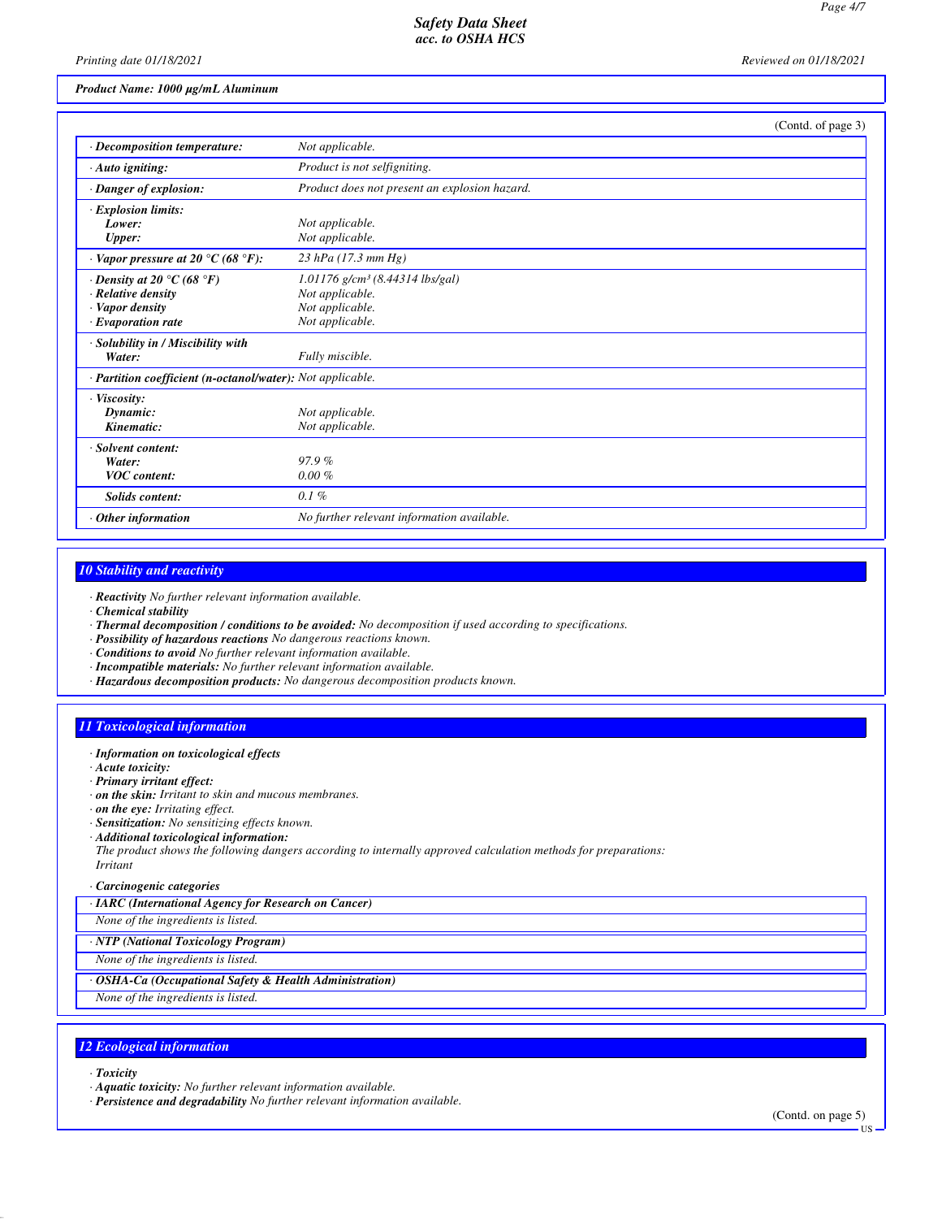**Product Name: 1000 µg/mL Aluminum**

(Contd. of page 3)

| | |
|---|---|
| · **Decomposition temperature:** | Not applicable. |
| · **Auto igniting:** | Product is not selfigniting. |
| · **Danger of explosion:** | Product does not present an explosion hazard. |
| · **Explosion limits:** | |
| **Lower:** | Not applicable. |
| **Upper:** | Not applicable. |
| · **Vapor pressure at 20 °C (68 °F):** | 23 hPa (17.3 mm Hg) |
| · **Density at 20 °C (68 °F)** | 1.01176 g/cm³ (8.44314 lbs/gal) |
| · **Relative density** | Not applicable. |
| · **Vapor density** | Not applicable. |
| · **Evaporation rate** | Not applicable. |
| · **Solubility in / Miscibility with** | |
| **Water:** | Fully miscible. |
| · **Partition coefficient (n-octanol/water):** | Not applicable. |
| · **Viscosity:** | |
| **Dynamic:** | Not applicable. |
| **Kinematic:** | Not applicable. |
| · **Solvent content:** | |
| **Water:** | 97.9 % |
| **VOC content:** | 0.00 % |
| **Solids content:** | 0.1 % |
| · **Other information** | No further relevant information available. |

## 10 Stability and reactivity

· **Reactivity** No further relevant information available.
· **Chemical stability**
· **Thermal decomposition / conditions to be avoided:** No decomposition if used according to specifications.
· **Possibility of hazardous reactions** No dangerous reactions known.
· **Conditions to avoid** No further relevant information available.
· **Incompatible materials:** No further relevant information available.
· **Hazardous decomposition products:** No dangerous decomposition products known.

## 11 Toxicological information

· **Information on toxicological effects**
· **Acute toxicity:**
· **Primary irritant effect:**
· **on the skin:** Irritant to skin and mucous membranes.
· **on the eye:** Irritating effect.
· **Sensitization:** No sensitizing effects known.
· **Additional toxicological information:**
The product shows the following dangers according to internally approved calculation methods for preparations:
Irritant

· **Carcinogenic categories**

| · **IARC (International Agency for Research on Cancer)** |
|---|
| None of the ingredients is listed. |

| · **NTP (National Toxicology Program)** |
|---|
| None of the ingredients is listed. |

| · **OSHA-Ca (Occupational Safety & Health Administration)** |
|---|
| None of the ingredients is listed. |

## 12 Ecological information

· **Toxicity**
· **Aquatic toxicity:** No further relevant information available.
· **Persistence and degradability** No further relevant information available.

(Contd. on page 5)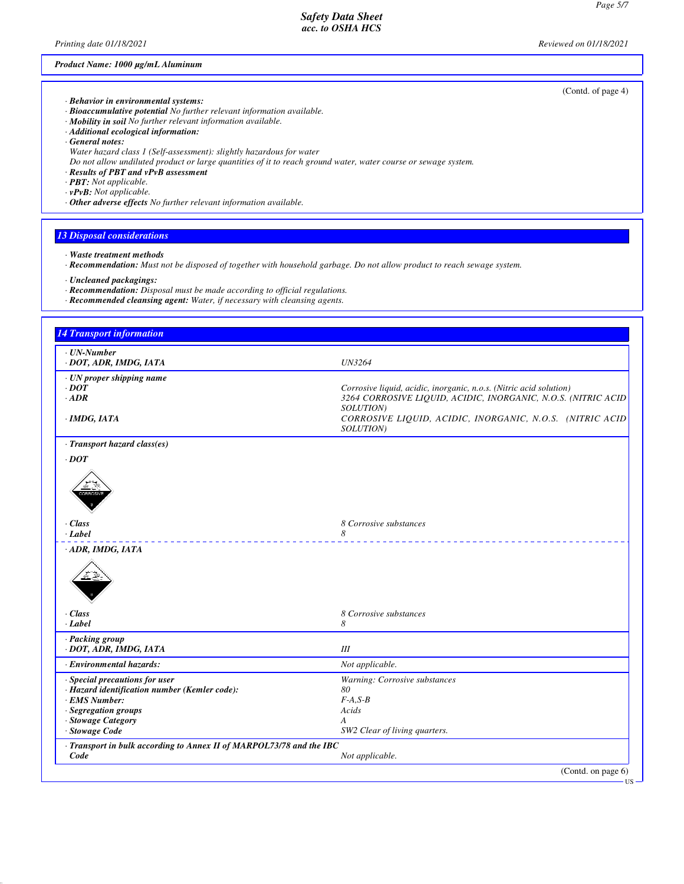Product Name: 1000 µg/mL Aluminum

(Contd. of page 4)

· **Behavior in environmental systems:**
· **Bioaccumulative potential** No further relevant information available.
· **Mobility in soil** No further relevant information available.
· **Additional ecological information:**
· **General notes:**
Water hazard class 1 (Self-assessment): slightly hazardous for water
Do not allow undiluted product or large quantities of it to reach ground water, water course or sewage system.
· **Results of PBT and vPvB assessment**
· **PBT:** Not applicable.
· **vPvB:** Not applicable.
· **Other adverse effects** No further relevant information available.

## 13 Disposal considerations

· **Waste treatment methods**
· **Recommendation:** Must not be disposed of together with household garbage. Do not allow product to reach sewage system.

· **Uncleaned packagings:**
· **Recommendation:** Disposal must be made according to official regulations.
· **Recommended cleansing agent:** Water, if necessary with cleansing agents.

## 14 Transport information

| | |
|---|---|
| · **UN-Number** | |
| · **DOT, ADR, IMDG, IATA** | UN3264 |
| · **UN proper shipping name** | |
| · **DOT** | Corrosive liquid, acidic, inorganic, n.o.s. (Nitric acid solution) |
| · **ADR** | 3264 CORROSIVE LIQUID, ACIDIC, INORGANIC, N.O.S. (NITRIC ACID SOLUTION) |
| · **IMDG, IATA** | CORROSIVE LIQUID, ACIDIC, INORGANIC, N.O.S. (NITRIC ACID SOLUTION) |
| · **Transport hazard class(es)** | |
| · **DOT** | |
| · **Class** | 8 Corrosive substances |
| · **Label** | 8 |
| · **ADR, IMDG, IATA** | |
| · **Class** | 8 Corrosive substances |
| · **Label** | 8 |
| · **Packing group** | |
| · **DOT, ADR, IMDG, IATA** | III |
| · **Environmental hazards:** | Not applicable. |
| · **Special precautions for user** | Warning: Corrosive substances |
| · **Hazard identification number (Kemler code):** | 80 |
| · **EMS Number:** | F-A,S-B |
| · **Segregation groups** | Acids |
| · **Stowage Category** | A |
| · **Stowage Code** | SW2 Clear of living quarters. |
| · **Transport in bulk according to Annex II of MARPOL73/78 and the IBC Code** | Not applicable. |

(Contd. on page 6)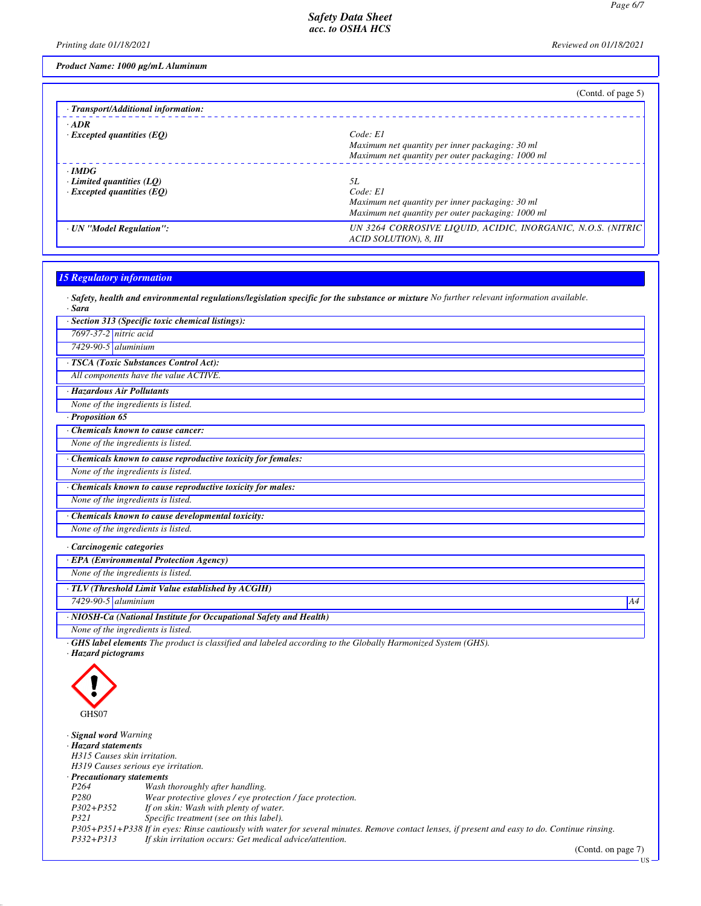**Product Name: 1000 µg/mL Aluminum**

(Contd. of page 5)

· **Transport/Additional information:**

| | |
|---|---|
| · **ADR** | |
| · **Excepted quantities (EQ)** | Code: E1<br>Maximum net quantity per inner packaging: 30 ml<br>Maximum net quantity per outer packaging: 1000 ml |
| · **IMDG** | |
| · **Limited quantities (LQ)** | 5L |
| · **Excepted quantities (EQ)** | Code: E1<br>Maximum net quantity per inner packaging: 30 ml<br>Maximum net quantity per outer packaging: 1000 ml |
| · **UN "Model Regulation":** | UN 3264 CORROSIVE LIQUID, ACIDIC, INORGANIC, N.O.S. (NITRIC ACID SOLUTION), 8, III |

## 15 Regulatory information

· **Safety, health and environmental regulations/legislation specific for the substance or mixture** No further relevant information available.

· **Sara**

· **Section 313 (Specific toxic chemical listings):**

| | |
|---|---|
| 7697-37-2 | nitric acid |
| 7429-90-5 | aluminium |

· **TSCA (Toxic Substances Control Act):**

All components have the value ACTIVE.

· **Hazardous Air Pollutants**

None of the ingredients is listed.

· **Proposition 65**

· **Chemicals known to cause cancer:**

None of the ingredients is listed.

· **Chemicals known to cause reproductive toxicity for females:**

None of the ingredients is listed.

· **Chemicals known to cause reproductive toxicity for males:**

None of the ingredients is listed.

· **Chemicals known to cause developmental toxicity:**

None of the ingredients is listed.

· **Carcinogenic categories**

· **EPA (Environmental Protection Agency)**

None of the ingredients is listed.

· **TLV (Threshold Limit Value established by ACGIH)**

| | | |
|---|---|---|
| 7429-90-5 | aluminium | A4 |

· **NIOSH-Ca (National Institute for Occupational Safety and Health)**

None of the ingredients is listed.

· **GHS label elements** The product is classified and labeled according to the Globally Harmonized System (GHS).

· **Hazard pictograms**

GHS07

· **Signal word** Warning

· **Hazard statements**

H315 Causes skin irritation.
H319 Causes serious eye irritation.

· **Precautionary statements**

| | |
|---|---|
| P264 | Wash thoroughly after handling. |
| P280 | Wear protective gloves / eye protection / face protection. |
| P302+P352 | If on skin: Wash with plenty of water. |
| P321 | Specific treatment (see on this label). |
| P305+P351+P338 | If in eyes: Rinse cautiously with water for several minutes. Remove contact lenses, if present and easy to do. Continue rinsing. |
| P332+P313 | If skin irritation occurs: Get medical advice/attention. |

(Contd. on page 7)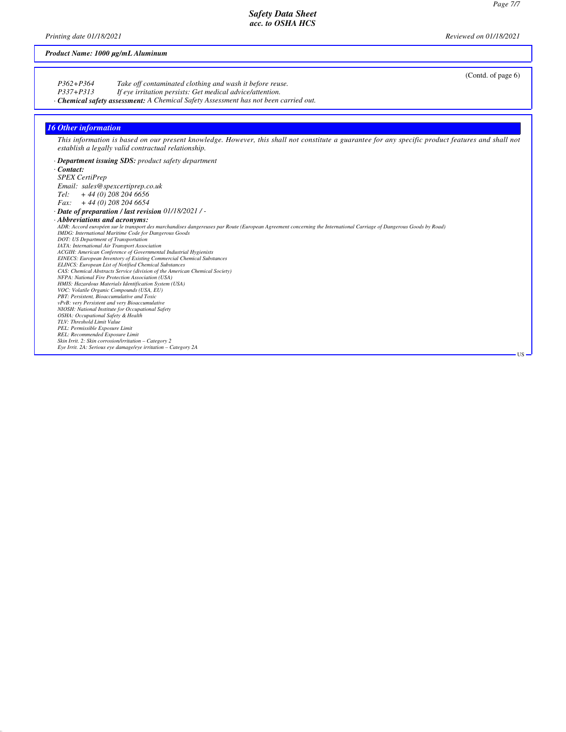**Product Name: 1000 µg/mL Aluminum**

(Contd. of page 6)

| | |
|---|---|
| P362+P364 | Take off contaminated clothing and wash it before reuse. |
| P337+P313 | If eye irritation persists: Get medical advice/attention. |

· **Chemical safety assessment:** A Chemical Safety Assessment has not been carried out.

## 16 Other information

This information is based on our present knowledge. However, this shall not constitute a guarantee for any specific product features and shall not establish a legally valid contractual relationship.

· **Department issuing SDS:** product safety department

· **Contact:**
SPEX CertiPrep
Email: sales@spexcertiprep.co.uk
Tel: + 44 (0) 208 204 6656
Fax: + 44 (0) 208 204 6654

· **Date of preparation / last revision** 01/18/2021 / -

· **Abbreviations and acronyms:**
ADR: Accord européen sur le transport des marchandises dangereuses par Route (European Agreement concerning the International Carriage of Dangerous Goods by Road)
IMDG: International Maritime Code for Dangerous Goods
DOT: US Department of Transportation
IATA: International Air Transport Association
ACGIH: American Conference of Governmental Industrial Hygienists
EINECS: European Inventory of Existing Commercial Chemical Substances
ELINCS: European List of Notified Chemical Substances
CAS: Chemical Abstracts Service (division of the American Chemical Society)
NFPA: National Fire Protection Association (USA)
HMIS: Hazardous Materials Identification System (USA)
VOC: Volatile Organic Compounds (USA, EU)
PBT: Persistent, Bioaccumulative and Toxic
vPvB: very Persistent and very Bioaccumulative
NIOSH: National Institute for Occupational Safety
OSHA: Occupational Safety & Health
TLV: Threshold Limit Value
PEL: Permissible Exposure Limit
REL: Recommended Exposure Limit
Skin Irrit. 2: Skin corrosion/irritation – Category 2
Eye Irrit. 2A: Serious eye damage/eye irritation – Category 2A